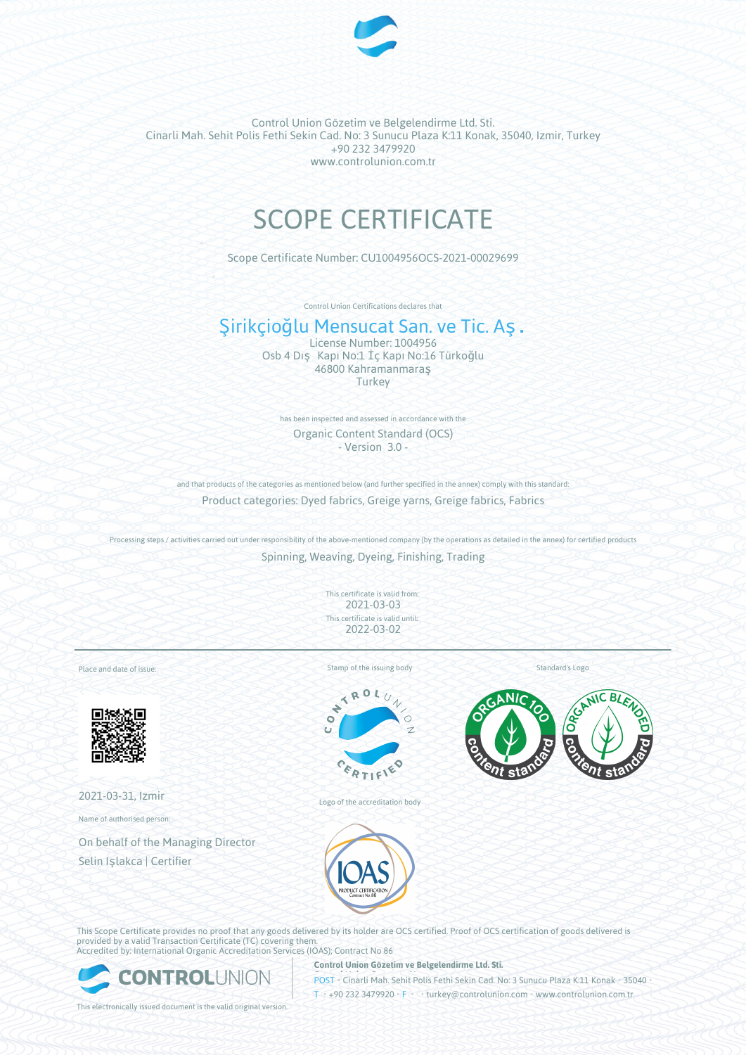Control Union Gözetim ve Belgelendirme Ltd. Sti.
Cinarli Mah. Sehit Polis Fethi Sekin Cad. No: 3 Sunucu Plaza K:11 Konak, 35040, Izmir, Turkey
+90 232 3479920
www.controlunion.com.tr

# SCOPE CERTIFICATE

Scope Certificate Number: CU1004956OCS-2021-00029699

Control Union Certifications declares that

## Şirikçioğlu Mensucat San. ve Tic. Aş.

License Number: 1004956
Osb 4 Dış Kapı No:1 İç Kapı No:16 Türkoğlu
46800 Kahramanmaraş
Turkey

has been inspected and assessed in accordance with the

Organic Content Standard (OCS)
- Version 3.0 -

and that products of the categories as mentioned below (and further specified in the annex) comply with this standard:

Product categories: Dyed fabrics, Greige yarns, Greige fabrics, Fabrics

Processing steps / activities carried out under responsibility of the above-mentioned company (by the operations as detailed in the annex) for certified products

Spinning, Weaving, Dyeing, Finishing, Trading

This certificate is valid from:
2021-03-03
This certificate is valid until:
2022-03-02

Place and date of issue:

2021-03-31, Izmir

Name of authorised person:

On behalf of the Managing Director
Selin Işlakca | Certifier

Stamp of the issuing body

Logo of the accreditation body

Standard's Logo

This Scope Certificate provides no proof that any goods delivered by its holder are OCS certified. Proof of OCS certification of goods delivered is provided by a valid Transaction Certificate (TC) covering them.
Accredited by: International Organic Accreditation Services (IOAS); Contract No 86

**Control Union Gözetim ve Belgelendirme Ltd. Sti.**
POST • Cinarli Mah. Sehit Polis Fethi Sekin Cad. No: 3 Sunucu Plaza K:11 Konak • 35040 •
T • +90 232 3479920 • F • • turkey@controlunion.com • www.controlunion.com.tr

This electronically issued document is the valid original version.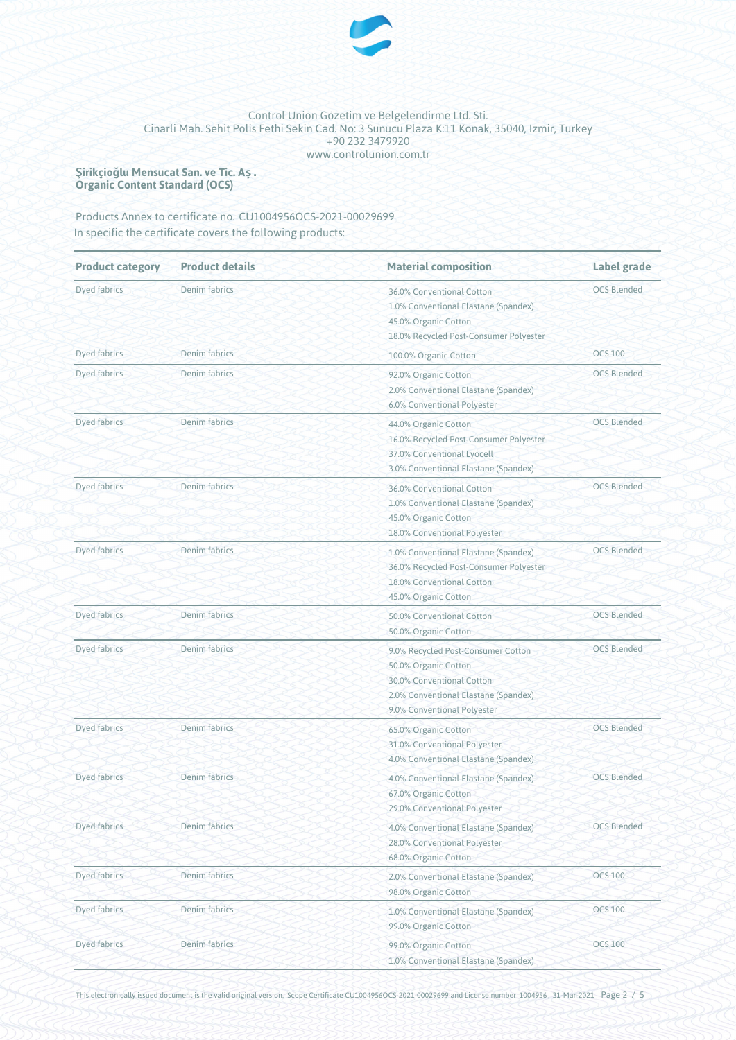Control Union Gözetim ve Belgelendirme Ltd. Sti.
Cinarli Mah. Sehit Polis Fethi Sekin Cad. No: 3 Sunucu Plaza K:11 Konak, 35040, Izmir, Turkey
+90 232 3479920
www.controlunion.com.tr

**Şirikçioğlu Mensucat San. ve Tic. Aş .**
**Organic Content Standard (OCS)**

Products Annex to certificate no. CU1004956OCS-2021-00029699
In specific the certificate covers the following products:

| Product category | Product details | Material composition | Label grade |
|---|---|---|---|
| Dyed fabrics | Denim fabrics | 36.0% Conventional Cotton<br>1.0% Conventional Elastane (Spandex)<br>45.0% Organic Cotton<br>18.0% Recycled Post-Consumer Polyester | OCS Blended |
| Dyed fabrics | Denim fabrics | 100.0% Organic Cotton | OCS 100 |
| Dyed fabrics | Denim fabrics | 92.0% Organic Cotton<br>2.0% Conventional Elastane (Spandex)<br>6.0% Conventional Polyester | OCS Blended |
| Dyed fabrics | Denim fabrics | 44.0% Organic Cotton<br>16.0% Recycled Post-Consumer Polyester<br>37.0% Conventional Lyocell<br>3.0% Conventional Elastane (Spandex) | OCS Blended |
| Dyed fabrics | Denim fabrics | 36.0% Conventional Cotton<br>1.0% Conventional Elastane (Spandex)<br>45.0% Organic Cotton<br>18.0% Conventional Polyester | OCS Blended |
| Dyed fabrics | Denim fabrics | 1.0% Conventional Elastane (Spandex)<br>36.0% Recycled Post-Consumer Polyester<br>18.0% Conventional Cotton<br>45.0% Organic Cotton | OCS Blended |
| Dyed fabrics | Denim fabrics | 50.0% Conventional Cotton<br>50.0% Organic Cotton | OCS Blended |
| Dyed fabrics | Denim fabrics | 9.0% Recycled Post-Consumer Cotton<br>50.0% Organic Cotton<br>30.0% Conventional Cotton<br>2.0% Conventional Elastane (Spandex)<br>9.0% Conventional Polyester | OCS Blended |
| Dyed fabrics | Denim fabrics | 65.0% Organic Cotton<br>31.0% Conventional Polyester<br>4.0% Conventional Elastane (Spandex) | OCS Blended |
| Dyed fabrics | Denim fabrics | 4.0% Conventional Elastane (Spandex)<br>67.0% Organic Cotton<br>29.0% Conventional Polyester | OCS Blended |
| Dyed fabrics | Denim fabrics | 4.0% Conventional Elastane (Spandex)<br>28.0% Conventional Polyester<br>68.0% Organic Cotton | OCS Blended |
| Dyed fabrics | Denim fabrics | 2.0% Conventional Elastane (Spandex)<br>98.0% Organic Cotton | OCS 100 |
| Dyed fabrics | Denim fabrics | 1.0% Conventional Elastane (Spandex)<br>99.0% Organic Cotton | OCS 100 |
| Dyed fabrics | Denim fabrics | 99.0% Organic Cotton<br>1.0% Conventional Elastane (Spandex) | OCS 100 |

This electronically issued document is the valid original version. Scope Certificate CU1004956OCS-2021-00029699 and License number 1004956, 31-Mar-2021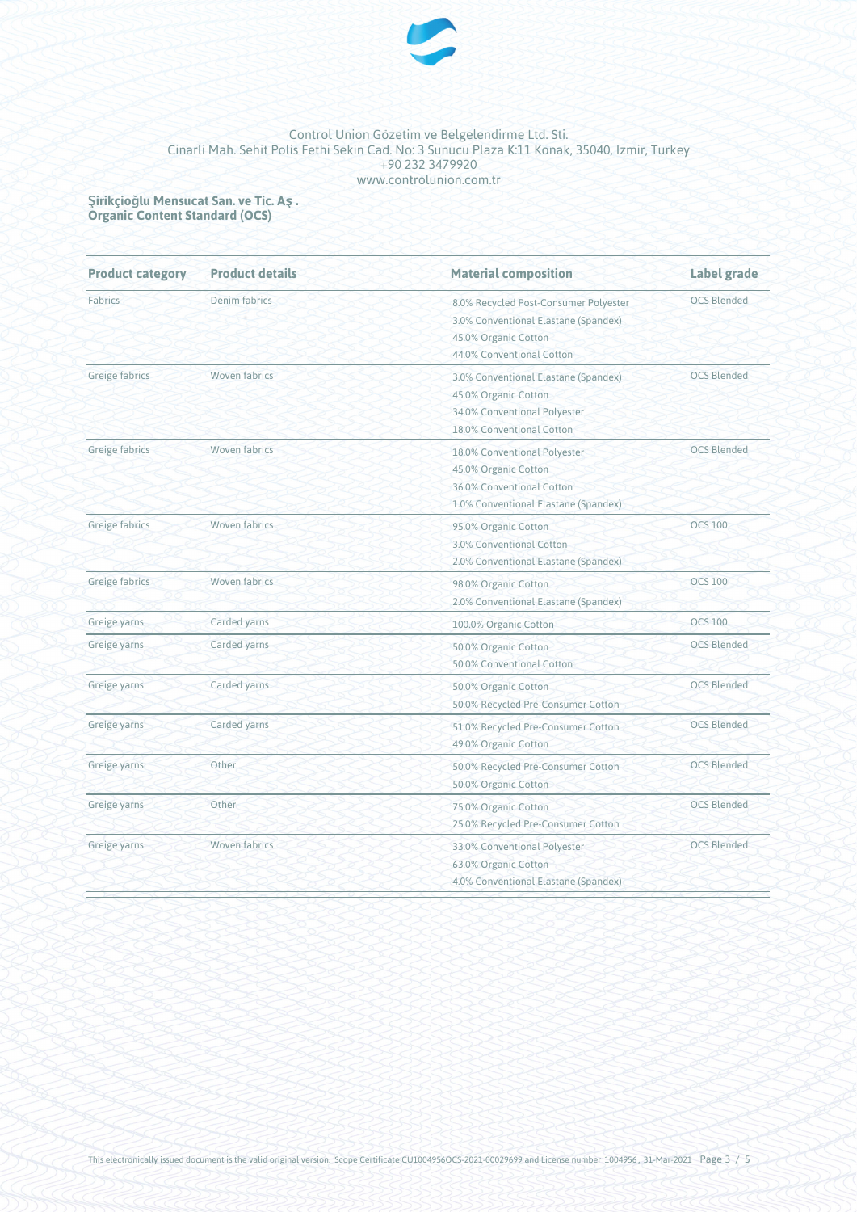Control Union Gözetim ve Belgelendirme Ltd. Sti.
Cinarli Mah. Sehit Polis Fethi Sekin Cad. No: 3 Sunucu Plaza K:11 Konak, 35040, Izmir, Turkey
+90 232 3479920
www.controlunion.com.tr

**Şirikçioğlu Mensucat San. ve Tic. Aş .**
**Organic Content Standard (OCS)**

| Product category | Product details | Material composition | Label grade |
|---|---|---|---|
| Fabrics | Denim fabrics | 8.0% Recycled Post-Consumer Polyester<br>3.0% Conventional Elastane (Spandex)<br>45.0% Organic Cotton<br>44.0% Conventional Cotton | OCS Blended |
| Greige fabrics | Woven fabrics | 3.0% Conventional Elastane (Spandex)<br>45.0% Organic Cotton<br>34.0% Conventional Polyester<br>18.0% Conventional Cotton | OCS Blended |
| Greige fabrics | Woven fabrics | 18.0% Conventional Polyester<br>45.0% Organic Cotton<br>36.0% Conventional Cotton<br>1.0% Conventional Elastane (Spandex) | OCS Blended |
| Greige fabrics | Woven fabrics | 95.0% Organic Cotton<br>3.0% Conventional Cotton<br>2.0% Conventional Elastane (Spandex) | OCS 100 |
| Greige fabrics | Woven fabrics | 98.0% Organic Cotton<br>2.0% Conventional Elastane (Spandex) | OCS 100 |
| Greige yarns | Carded yarns | 100.0% Organic Cotton | OCS 100 |
| Greige yarns | Carded yarns | 50.0% Organic Cotton<br>50.0% Conventional Cotton | OCS Blended |
| Greige yarns | Carded yarns | 50.0% Organic Cotton<br>50.0% Recycled Pre-Consumer Cotton | OCS Blended |
| Greige yarns | Carded yarns | 51.0% Recycled Pre-Consumer Cotton<br>49.0% Organic Cotton | OCS Blended |
| Greige yarns | Other | 50.0% Recycled Pre-Consumer Cotton<br>50.0% Organic Cotton | OCS Blended |
| Greige yarns | Other | 75.0% Organic Cotton<br>25.0% Recycled Pre-Consumer Cotton | OCS Blended |
| Greige yarns | Woven fabrics | 33.0% Conventional Polyester<br>63.0% Organic Cotton<br>4.0% Conventional Elastane (Spandex) | OCS Blended |

This electronically issued document is the valid original version. Scope Certificate CU1004956OCS-2021-00029699 and License number 1004956, 31-Mar-2021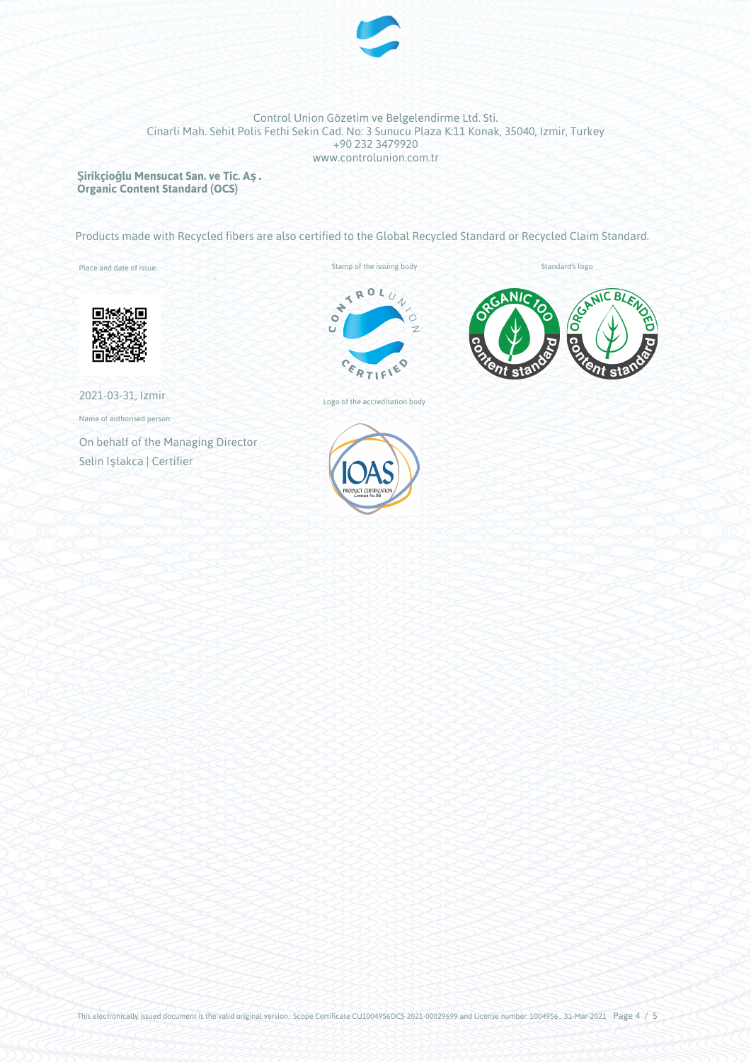Control Union Gözetim ve Belgelendirme Ltd. Sti.
Cinarli Mah. Sehit Polis Fethi Sekin Cad. No: 3 Sunucu Plaza K:11 Konak, 35040, Izmir, Turkey
+90 232 3479920
www.controlunion.com.tr

**Şirikçioğlu Mensucat San. ve Tic. Aş .**
**Organic Content Standard (OCS)**

Products made with Recycled fibers are also certified to the Global Recycled Standard or Recycled Claim Standard.

Place and date of issue:

2021-03-31, Izmir

Name of authorised person:

On behalf of the Managing Director
Selin Işlakca | Certifier

Stamp of the issuing body

Logo of the accreditation body

Standard's logo

This electronically issued document is the valid original version. Scope Certificate CU1004956OCS-2021-00029699 and License number 1004956, 31-Mar-2021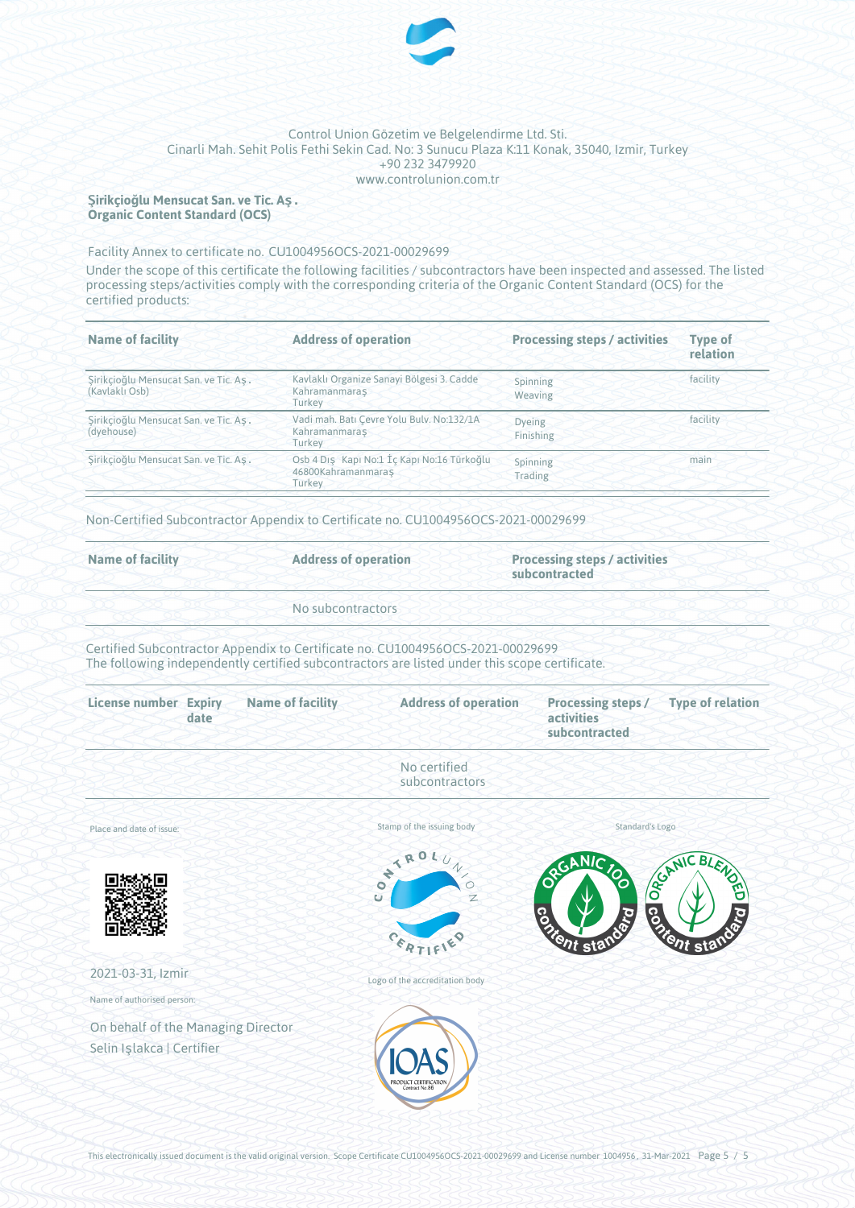Control Union Gözetim ve Belgelendirme Ltd. Sti.
Cinarli Mah. Sehit Polis Fethi Sekin Cad. No: 3 Sunucu Plaza K:11 Konak, 35040, Izmir, Turkey
+90 232 3479920
www.controlunion.com.tr

**Şirikçioğlu Mensucat San. ve Tic. Aş .**
**Organic Content Standard (OCS)**

Facility Annex to certificate no. CU1004956OCS-2021-00029699

Under the scope of this certificate the following facilities / subcontractors have been inspected and assessed. The listed processing steps/activities comply with the corresponding criteria of the Organic Content Standard (OCS) for the certified products:

| Name of facility | Address of operation | Processing steps / activities | Type of relation |
|---|---|---|---|
| Şirikçioğlu Mensucat San. ve Tic. Aş . (Kavlaklı Osb) | Kavlaklı Organize Sanayi Bölgesi 3. Cadde Kahramanmaraş Turkey | Spinning Weaving | facility |
| Şirikçioğlu Mensucat San. ve Tic. Aş . (dyehouse) | Vadi mah. Batı Çevre Yolu Bulv. No:132/1A Kahramanmaraş Turkey | Dyeing Finishing | facility |
| Şirikçioğlu Mensucat San. ve Tic. Aş . | Osb 4 Dış Kapı No:1 İç Kapı No:16 Türkoğlu 46800Kahramanmaraş Turkey | Spinning Trading | main |

Non-Certified Subcontractor Appendix to Certificate no. CU1004956OCS-2021-00029699

| Name of facility | Address of operation | Processing steps / activities subcontracted |
|---|---|---|
| | No subcontractors | |

Certified Subcontractor Appendix to Certificate no. CU1004956OCS-2021-00029699
The following independently certified subcontractors are listed under this scope certificate.

| License number | Expiry date | Name of facility | Address of operation | Processing steps / activities subcontracted | Type of relation |
|---|---|---|---|---|---|
| | | | No certified subcontractors | | |

Place and date of issue:

2021-03-31, Izmir

Name of authorised person:

On behalf of the Managing Director
Selin Işlakca | Certifier

Stamp of the issuing body

Standard's Logo

Logo of the accreditation body

This electronically issued document is the valid original version. Scope Certificate CU1004956OCS-2021-00029699 and License number 1004956, 31-Mar-2021